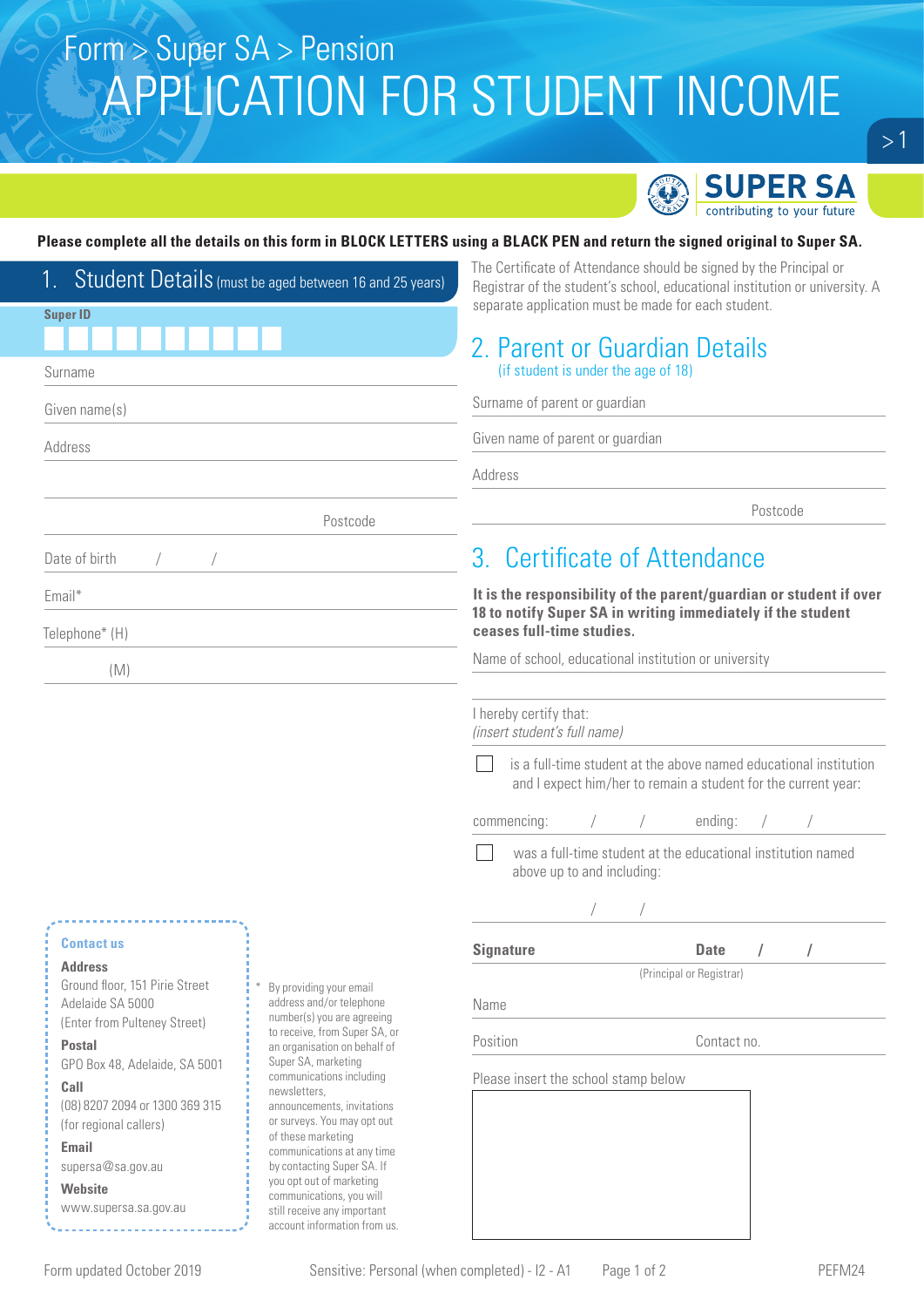Form > Super SA > Pension

# APPLICATION FOR STUDENT INCOME

SUPER SA
contributing to your future

**Please complete all the details on this form in BLOCK LETTERS using a BLACK PEN and return the signed original to Super SA.**

## 1. Student Details (must be aged between 16 and 25 years)

Super ID

Surname

Given name(s)

Address

Postcode

Date of birth / /

Email*

Telephone* (H)

(M)

The Certificate of Attendance should be signed by the Principal or Registrar of the student's school, educational institution or university. A separate application must be made for each student.

## 2. Parent or Guardian Details

(if student is under the age of 18)

Surname of parent or guardian

Given name of parent or guardian

Address

Postcode

## 3. Certificate of Attendance

**It is the responsibility of the parent/guardian or student if over 18 to notify Super SA in writing immediately if the student ceases full-time studies.**

Name of school, educational institution or university

I hereby certify that:
*(insert student's full name)*

☐ is a full-time student at the above named educational institution and I expect him/her to remain a student for the current year:

commencing: / / ending: / /

☐ was a full-time student at the educational institution named above up to and including:

/ /

**Signature** **Date** / /

(Principal or Registrar)

Name

Position Contact no.

Please insert the school stamp below

**Contact us**

**Address**
Ground floor, 151 Pirie Street
Adelaide SA 5000
(Enter from Pulteney Street)

**Postal**
GPO Box 48, Adelaide, SA 5001

**Call**
(08) 8207 2094 or 1300 369 315
(for regional callers)

**Email**
supersa@sa.gov.au

**Website**
www.supersa.sa.gov.au

* By providing your email address and/or telephone number(s) you are agreeing to receive, from Super SA, or an organisation on behalf of Super SA, marketing communications including newsletters, announcements, invitations or surveys. You may opt out of these marketing communications at any time by contacting Super SA. If you opt out of marketing communications, you will still receive any important account information from us.

Form updated October 2019 Sensitive: Personal (when completed) - I2 - A1 PEFM24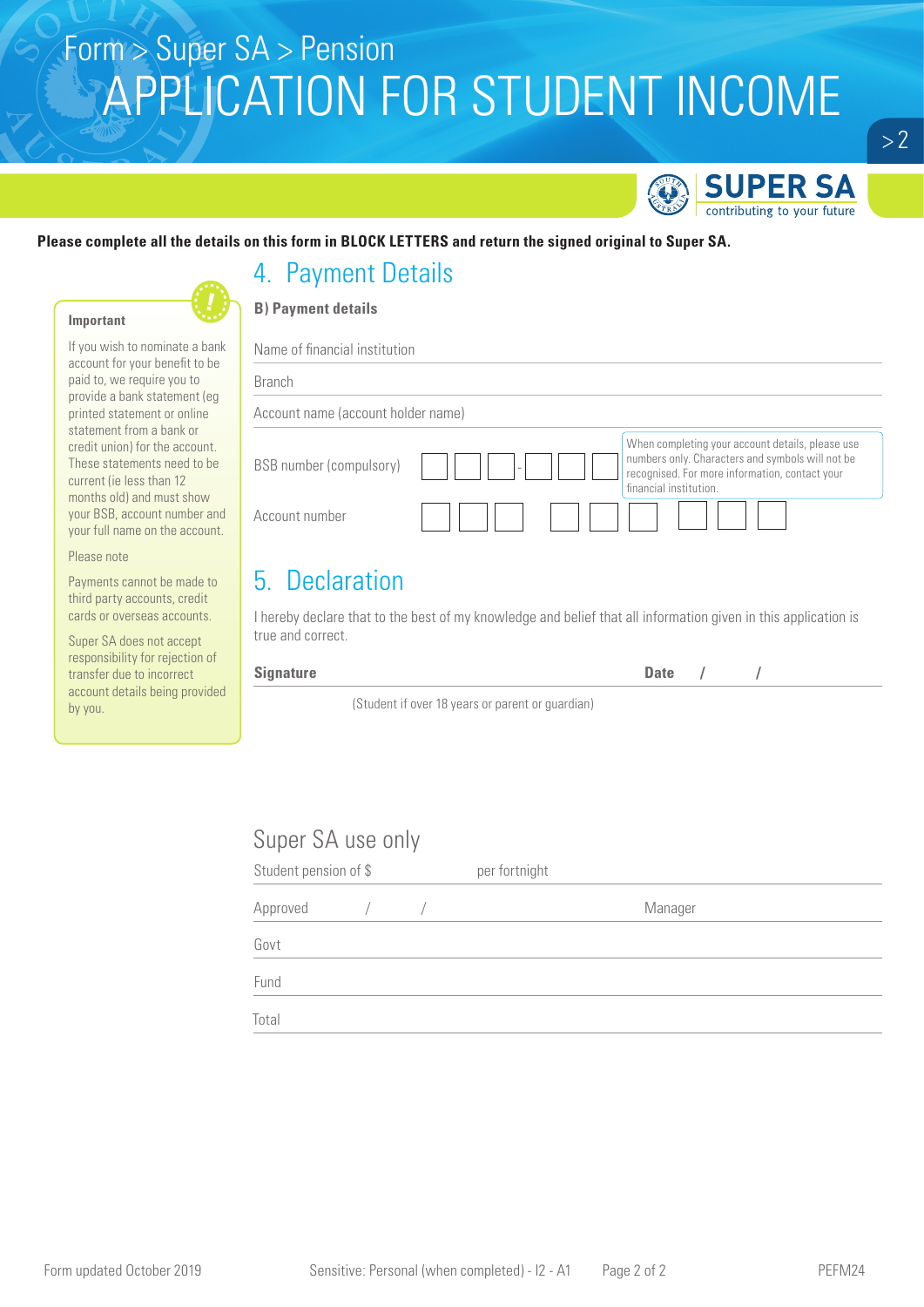Form > Super SA > Pension

# APPLICATION FOR STUDENT INCOME

**Please complete all the details on this form in BLOCK LETTERS and return the signed original to Super SA.**

## 4. Payment Details

**B) Payment details**

Name of financial institution

Branch

Account name (account holder name)

BSB number (compulsory) ☐☐☐-☐☐☐

When completing your account details, please use numbers only. Characters and symbols will not be recognised. For more information, contact your financial institution.

Account number ☐☐☐ ☐☐☐ ☐☐☐

**Important**

If you wish to nominate a bank account for your benefit to be paid to, we require you to provide a bank statement (eg printed statement or online statement from a bank or credit union) for the account. These statements need to be current (ie less than 12 months old) and must show your BSB, account number and your full name on the account.

Please note

Payments cannot be made to third party accounts, credit cards or overseas accounts.

Super SA does not accept responsibility for rejection of transfer due to incorrect account details being provided by you.

## 5. Declaration

I hereby declare that to the best of my knowledge and belief that all information given in this application is true and correct.

**Signature** **Date** / /

(Student if over 18 years or parent or guardian)

## Super SA use only

Student pension of $ per fortnight

Approved / / Manager

Govt

Fund

Total

Form updated October 2019 | Sensitive: Personal (when completed) - I2 - A1 | PEFM24